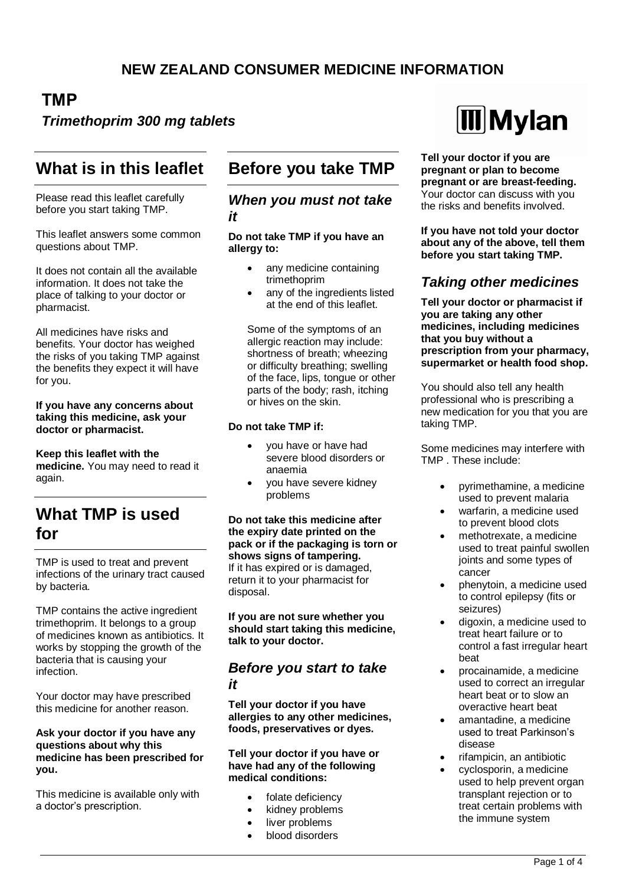# NEW ZEALAND CONSUMER MEDICINE INFORMATION

## TMP

### *Trimethoprim 300 mg tablets*

## What is in this leaflet

Please read this leaflet carefully before you start taking TMP.

This leaflet answers some common questions about TMP.

It does not contain all the available information. It does not take the place of talking to your doctor or pharmacist.

All medicines have risks and benefits. Your doctor has weighed the risks of you taking TMP against the benefits they expect it will have for you.

**If you have any concerns about taking this medicine, ask your doctor or pharmacist.**

**Keep this leaflet with the medicine.** You may need to read it again.

## What TMP is used for

TMP is used to treat and prevent infections of the urinary tract caused by bacteria.

TMP contains the active ingredient trimethoprim. It belongs to a group of medicines known as antibiotics. It works by stopping the growth of the bacteria that is causing your infection.

Your doctor may have prescribed this medicine for another reason.

**Ask your doctor if you have any questions about why this medicine has been prescribed for you.**

This medicine is available only with a doctor's prescription.

## Before you take TMP

### *When you must not take it*

**Do not take TMP if you have an allergy to:**

- any medicine containing trimethoprim
- any of the ingredients listed at the end of this leaflet.

Some of the symptoms of an allergic reaction may include: shortness of breath; wheezing or difficulty breathing; swelling of the face, lips, tongue or other parts of the body; rash, itching or hives on the skin.

**Do not take TMP if:**

- you have or have had severe blood disorders or anaemia
- you have severe kidney problems

**Do not take this medicine after the expiry date printed on the pack or if the packaging is torn or shows signs of tampering.** If it has expired or is damaged, return it to your pharmacist for disposal.

**If you are not sure whether you should start taking this medicine, talk to your doctor.**

### *Before you start to take it*

**Tell your doctor if you have allergies to any other medicines, foods, preservatives or dyes.**

**Tell your doctor if you have or have had any of the following medical conditions:**

- folate deficiency
- kidney problems
- liver problems
- blood disorders

**Tell your doctor if you are pregnant or plan to become pregnant or are breast-feeding.** Your doctor can discuss with you the risks and benefits involved.

**If you have not told your doctor about any of the above, tell them before you start taking TMP.**

### *Taking other medicines*

**Tell your doctor or pharmacist if you are taking any other medicines, including medicines that you buy without a prescription from your pharmacy, supermarket or health food shop.**

You should also tell any health professional who is prescribing a new medication for you that you are taking TMP.

Some medicines may interfere with TMP . These include:

- pyrimethamine, a medicine used to prevent malaria
- warfarin, a medicine used to prevent blood clots
- methotrexate, a medicine used to treat painful swollen joints and some types of cancer
- phenytoin, a medicine used to control epilepsy (fits or seizures)
- digoxin, a medicine used to treat heart failure or to control a fast irregular heart beat
- procainamide, a medicine used to correct an irregular heart beat or to slow an overactive heart beat
- amantadine, a medicine used to treat Parkinson's disease
- rifampicin, an antibiotic
- cyclosporin, a medicine used to help prevent organ transplant rejection or to treat certain problems with the immune system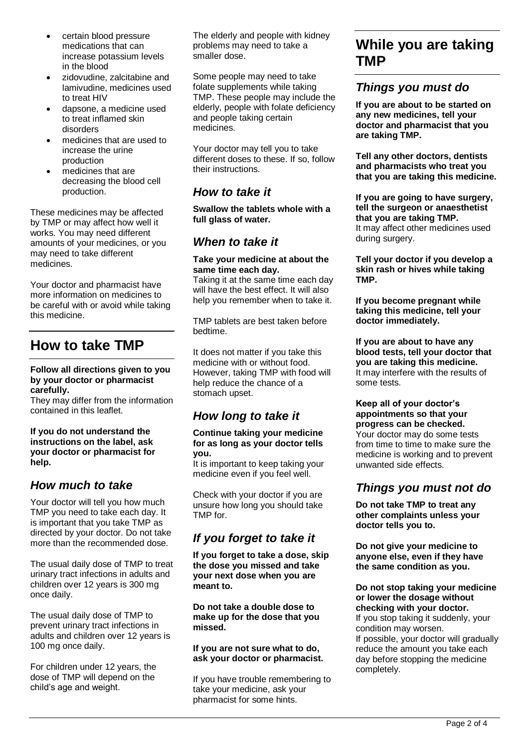- certain blood pressure medications that can increase potassium levels in the blood
- zidovudine, zalcitabine and lamivudine, medicines used to treat HIV
- dapsone, a medicine used to treat inflamed skin disorders
- medicines that are used to increase the urine production
- medicines that are decreasing the blood cell production.

These medicines may be affected by TMP or may affect how well it works. You may need different amounts of your medicines, or you may need to take different medicines.

Your doctor and pharmacist have more information on medicines to be careful with or avoid while taking this medicine.

# How to take TMP

**Follow all directions given to you by your doctor or pharmacist carefully.**

They may differ from the information contained in this leaflet.

**If you do not understand the instructions on the label, ask your doctor or pharmacist for help.**

## *How much to take*

Your doctor will tell you how much TMP you need to take each day. It is important that you take TMP as directed by your doctor. Do not take more than the recommended dose.

The usual daily dose of TMP to treat urinary tract infections in adults and children over 12 years is 300 mg once daily.

The usual daily dose of TMP to prevent urinary tract infections in adults and children over 12 years is 100 mg once daily.

For children under 12 years, the dose of TMP will depend on the child's age and weight.

The elderly and people with kidney problems may need to take a smaller dose.

Some people may need to take folate supplements while taking TMP. These people may include the elderly, people with folate deficiency and people taking certain medicines.

Your doctor may tell you to take different doses to these. If so, follow their instructions.

## *How to take it*

**Swallow the tablets whole with a full glass of water.**

## *When to take it*

**Take your medicine at about the same time each day.**

Taking it at the same time each day will have the best effect. It will also help you remember when to take it.

TMP tablets are best taken before bedtime.

It does not matter if you take this medicine with or without food. However, taking TMP with food will help reduce the chance of a stomach upset.

## *How long to take it*

**Continue taking your medicine for as long as your doctor tells you.**

It is important to keep taking your medicine even if you feel well.

Check with your doctor if you are unsure how long you should take TMP for.

## *If you forget to take it*

**If you forget to take a dose, skip the dose you missed and take your next dose when you are meant to.**

**Do not take a double dose to make up for the dose that you missed.**

**If you are not sure what to do, ask your doctor or pharmacist.**

If you have trouble remembering to take your medicine, ask your pharmacist for some hints.

# While you are taking TMP

## *Things you must do*

**If you are about to be started on any new medicines, tell your doctor and pharmacist that you are taking TMP.**

**Tell any other doctors, dentists and pharmacists who treat you that you are taking this medicine.**

**If you are going to have surgery, tell the surgeon or anaesthetist that you are taking TMP.**

It may affect other medicines used during surgery.

**Tell your doctor if you develop a skin rash or hives while taking TMP.**

**If you become pregnant while taking this medicine, tell your doctor immediately.**

**If you are about to have any blood tests, tell your doctor that you are taking this medicine.**

It may interfere with the results of some tests.

**Keep all of your doctor's appointments so that your progress can be checked.**

Your doctor may do some tests from time to time to make sure the medicine is working and to prevent unwanted side effects.

## *Things you must not do*

**Do not take TMP to treat any other complaints unless your doctor tells you to.**

**Do not give your medicine to anyone else, even if they have the same condition as you.**

**Do not stop taking your medicine or lower the dosage without checking with your doctor.**

If you stop taking it suddenly, your condition may worsen.

If possible, your doctor will gradually reduce the amount you take each day before stopping the medicine completely.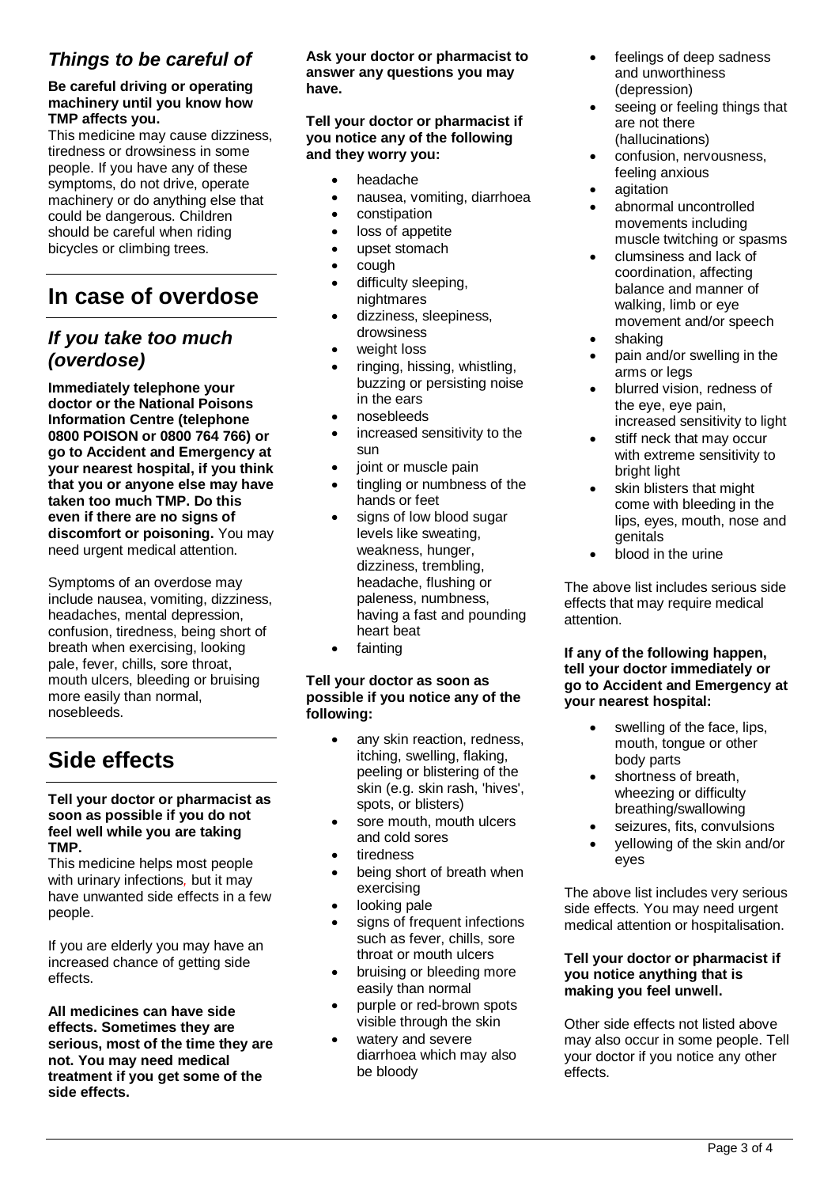### *Things to be careful of*

**Be careful driving or operating machinery until you know how TMP affects you.**

This medicine may cause dizziness, tiredness or drowsiness in some people. If you have any of these symptoms, do not drive, operate machinery or do anything else that could be dangerous. Children should be careful when riding bicycles or climbing trees.

## In case of overdose

### *If you take too much (overdose)*

**Immediately telephone your doctor or the National Poisons Information Centre (telephone 0800 POISON or 0800 764 766) or go to Accident and Emergency at your nearest hospital, if you think that you or anyone else may have taken too much TMP. Do this even if there are no signs of discomfort or poisoning.** You may need urgent medical attention.

Symptoms of an overdose may include nausea, vomiting, dizziness, headaches, mental depression, confusion, tiredness, being short of breath when exercising, looking pale, fever, chills, sore throat, mouth ulcers, bleeding or bruising more easily than normal, nosebleeds.

## Side effects

**Tell your doctor or pharmacist as soon as possible if you do not feel well while you are taking TMP.**

This medicine helps most people with urinary infections, but it may have unwanted side effects in a few people.

If you are elderly you may have an increased chance of getting side effects.

**All medicines can have side effects. Sometimes they are serious, most of the time they are not. You may need medical treatment if you get some of the side effects.**

**Ask your doctor or pharmacist to answer any questions you may have.**

**Tell your doctor or pharmacist if you notice any of the following and they worry you:**

- headache
- nausea, vomiting, diarrhoea
- constipation
- loss of appetite
- upset stomach
- cough
- difficulty sleeping, nightmares
- dizziness, sleepiness, drowsiness
- weight loss
- ringing, hissing, whistling, buzzing or persisting noise in the ears
- nosebleeds
- increased sensitivity to the sun
- joint or muscle pain
- tingling or numbness of the hands or feet
- signs of low blood sugar levels like sweating, weakness, hunger, dizziness, trembling, headache, flushing or paleness, numbness, having a fast and pounding heart beat
- fainting

**Tell your doctor as soon as possible if you notice any of the following:**

- any skin reaction, redness, itching, swelling, flaking, peeling or blistering of the skin (e.g. skin rash, 'hives', spots, or blisters)
- sore mouth, mouth ulcers and cold sores
- tiredness
- being short of breath when exercising
- looking pale
- signs of frequent infections such as fever, chills, sore throat or mouth ulcers
- bruising or bleeding more easily than normal
- purple or red-brown spots visible through the skin
- watery and severe diarrhoea which may also be bloody
- feelings of deep sadness and unworthiness (depression)
- seeing or feeling things that are not there (hallucinations)
- confusion, nervousness, feeling anxious
- agitation
- abnormal uncontrolled movements including muscle twitching or spasms
- clumsiness and lack of coordination, affecting balance and manner of walking, limb or eye movement and/or speech
- shaking
- pain and/or swelling in the arms or legs
- blurred vision, redness of the eye, eye pain, increased sensitivity to light
- stiff neck that may occur with extreme sensitivity to bright light
- skin blisters that might come with bleeding in the lips, eyes, mouth, nose and genitals
- blood in the urine

The above list includes serious side effects that may require medical attention.

**If any of the following happen, tell your doctor immediately or go to Accident and Emergency at your nearest hospital:**

- swelling of the face, lips, mouth, tongue or other body parts
- shortness of breath, wheezing or difficulty breathing/swallowing
- seizures, fits, convulsions
- yellowing of the skin and/or eyes

The above list includes very serious side effects. You may need urgent medical attention or hospitalisation.

**Tell your doctor or pharmacist if you notice anything that is making you feel unwell.**

Other side effects not listed above may also occur in some people. Tell your doctor if you notice any other effects.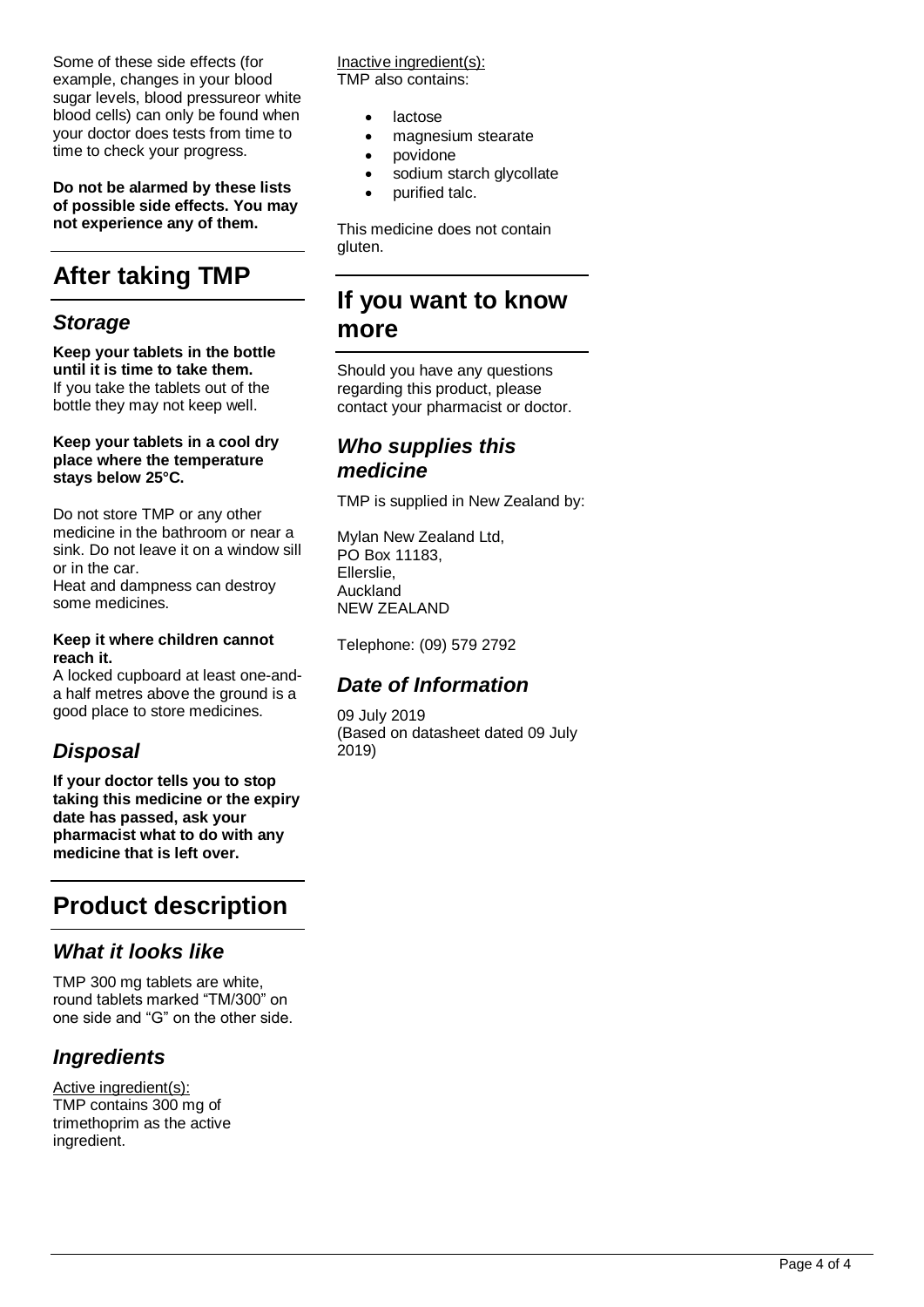Some of these side effects (for example, changes in your blood sugar levels, blood pressureor white blood cells) can only be found when your doctor does tests from time to time to check your progress.

**Do not be alarmed by these lists of possible side effects. You may not experience any of them.**

# After taking TMP

## *Storage*

**Keep your tablets in the bottle until it is time to take them.**
If you take the tablets out of the bottle they may not keep well.

**Keep your tablets in a cool dry place where the temperature stays below 25°C.**

Do not store TMP or any other medicine in the bathroom or near a sink. Do not leave it on a window sill or in the car.
Heat and dampness can destroy some medicines.

**Keep it where children cannot reach it.**
A locked cupboard at least one-and-a half metres above the ground is a good place to store medicines.

## *Disposal*

**If your doctor tells you to stop taking this medicine or the expiry date has passed, ask your pharmacist what to do with any medicine that is left over.**

# Product description

## *What it looks like*

TMP 300 mg tablets are white, round tablets marked "TM/300" on one side and "G" on the other side.

## *Ingredients*

Active ingredient(s):
TMP contains 300 mg of trimethoprim as the active ingredient.

Inactive ingredient(s):
TMP also contains:

- lactose
- magnesium stearate
- povidone
- sodium starch glycollate
- purified talc.

This medicine does not contain gluten.

# If you want to know more

Should you have any questions regarding this product, please contact your pharmacist or doctor.

## *Who supplies this medicine*

TMP is supplied in New Zealand by:

Mylan New Zealand Ltd,
PO Box 11183,
Ellerslie,
Auckland
NEW ZEALAND

Telephone: (09) 579 2792

## *Date of Information*

09 July 2019
(Based on datasheet dated 09 July 2019)